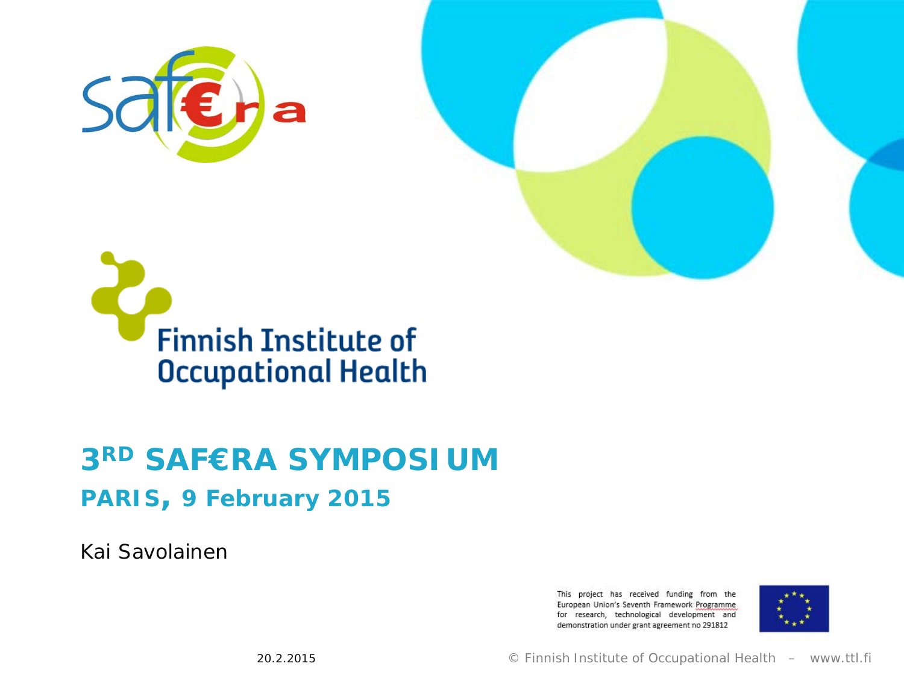# 3RD SAF€RA SYMPOSIUM

## PARIS, 9 February 2015

Kai Savolainen

This project has received funding from the European Union's Seventh Framework Programme for research, technological development and demonstration under grant agreement no 291812

20.2.2015

© Finnish Institute of Occupational Health – www.ttl.fi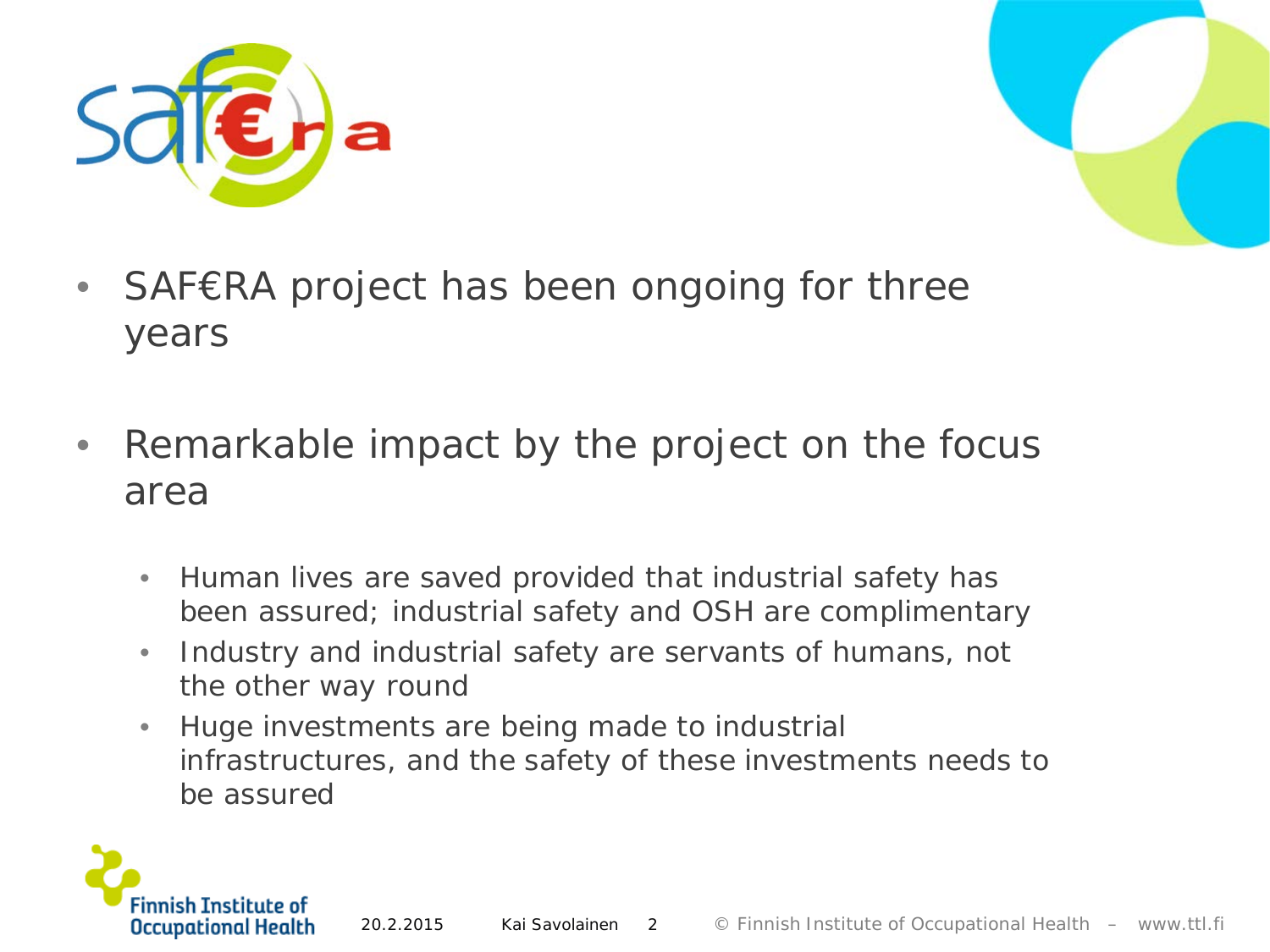- SAF€RA project has been ongoing for three years

- Remarkable impact by the project on the focus area

  - Human lives are saved provided that industrial safety has been assured; industrial safety and OSH are complimentary
  - Industry and industrial safety are servants of humans, not the other way round
  - Huge investments are being made to industrial infrastructures, and the safety of these investments needs to be assured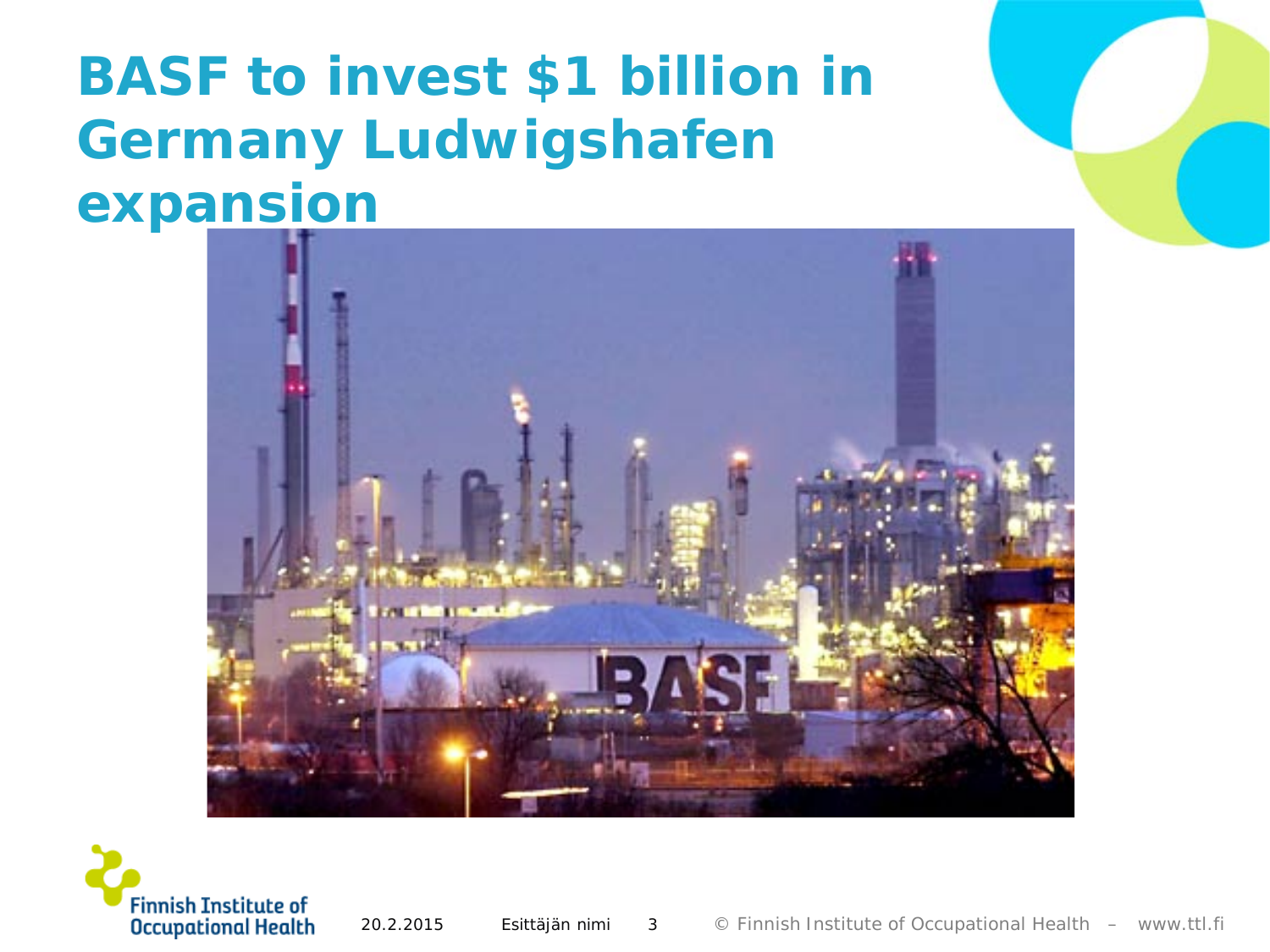# BASF to invest $1 billion in Germany Ludwigshafen expansion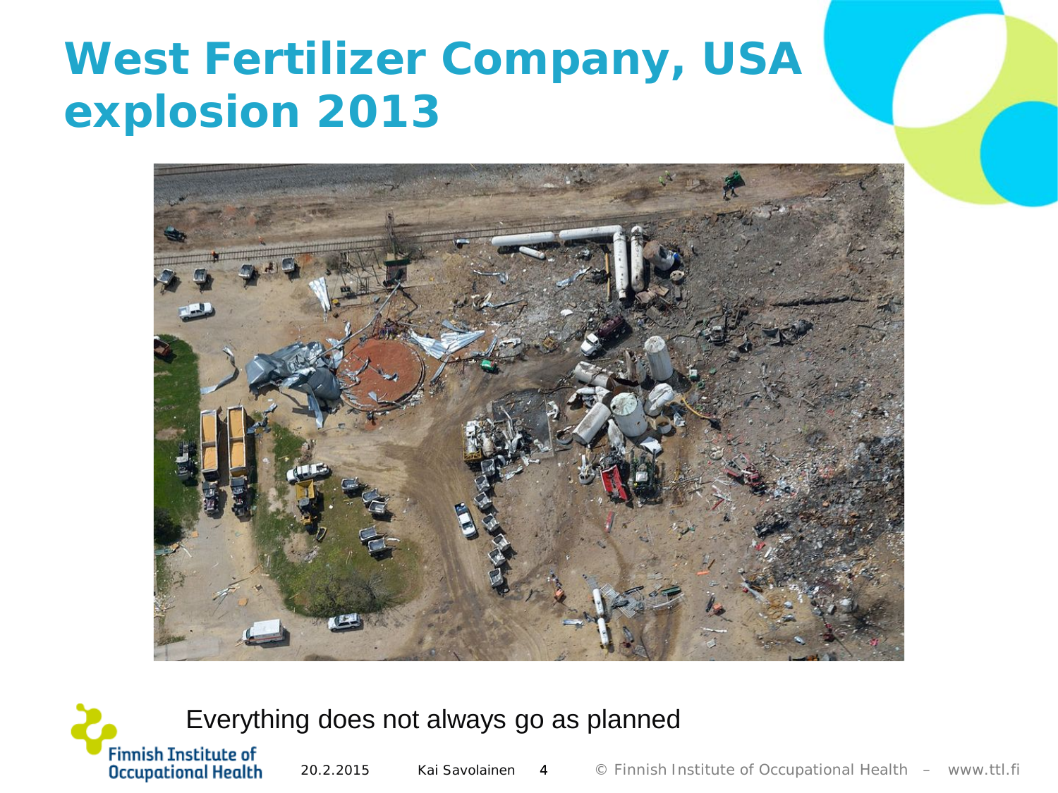# West Fertilizer Company, USA explosion 2013

Everything does not always go as planned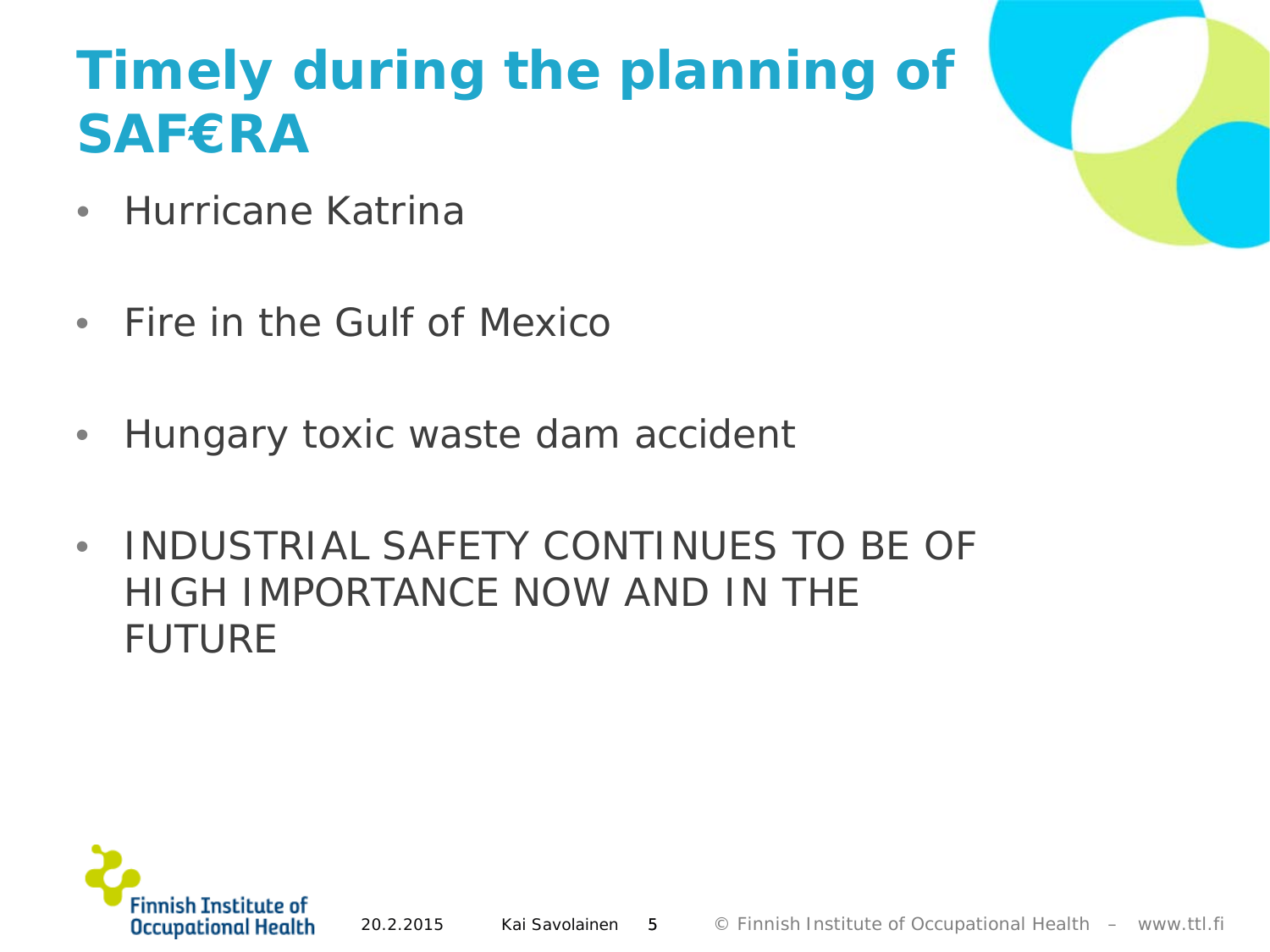# Timely during the planning of SAF€RA

- Hurricane Katrina
- Fire in the Gulf of Mexico
- Hungary toxic waste dam accident
- INDUSTRIAL SAFETY CONTINUES TO BE OF HIGH IMPORTANCE NOW AND IN THE FUTURE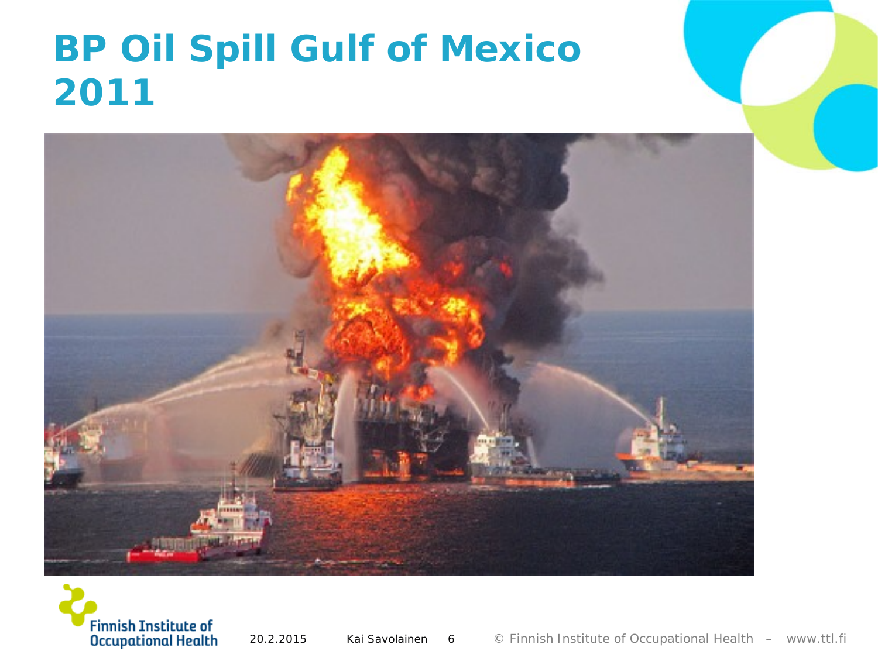# BP Oil Spill Gulf of Mexico 2011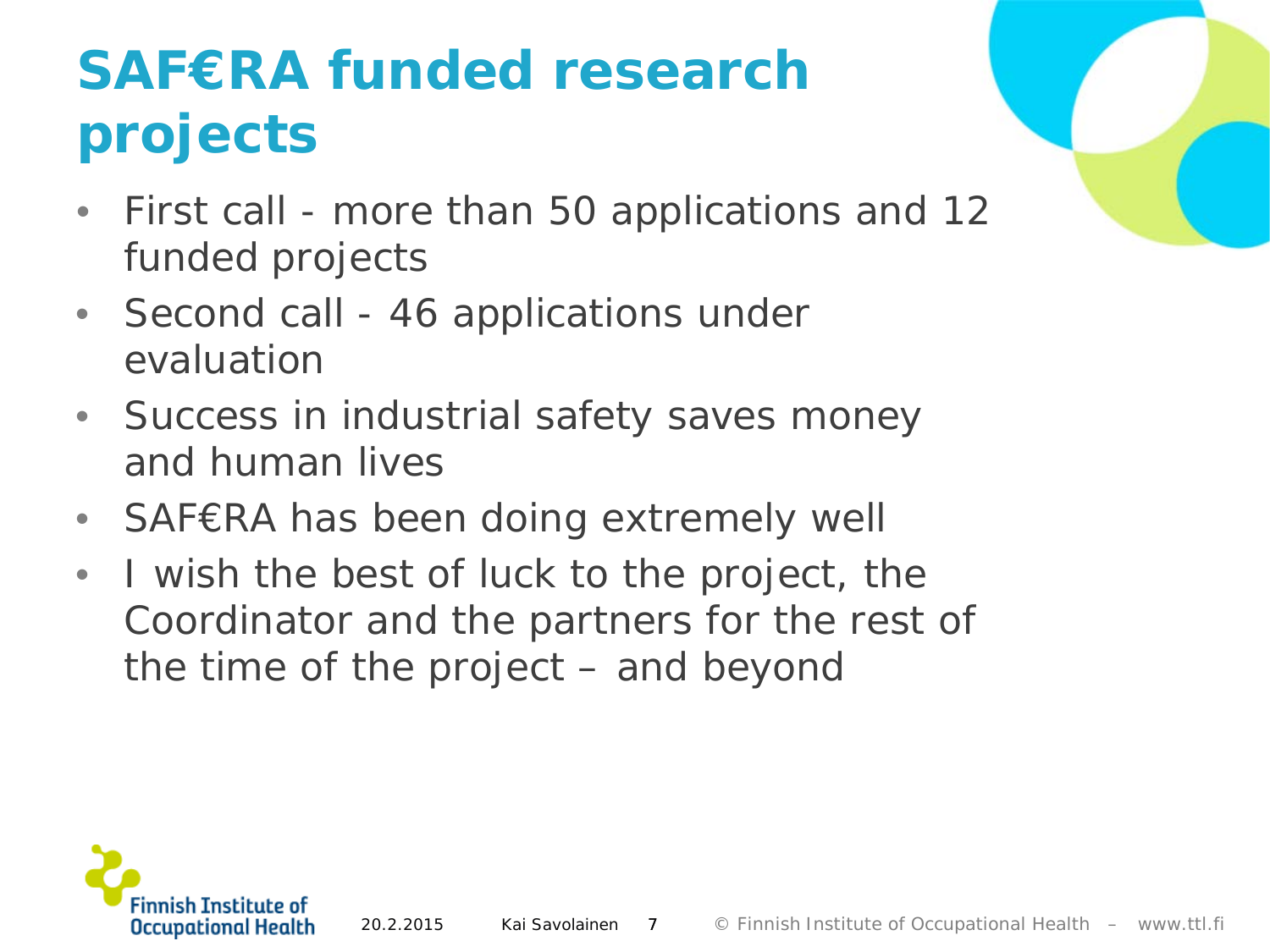# SAF€RA funded research projects

- First call - more than 50 applications and 12 funded projects
- Second call - 46 applications under evaluation
- Success in industrial safety saves money and human lives
- SAF€RA has been doing extremely well
- I wish the best of luck to the project, the Coordinator and the partners for the rest of the time of the project – and beyond